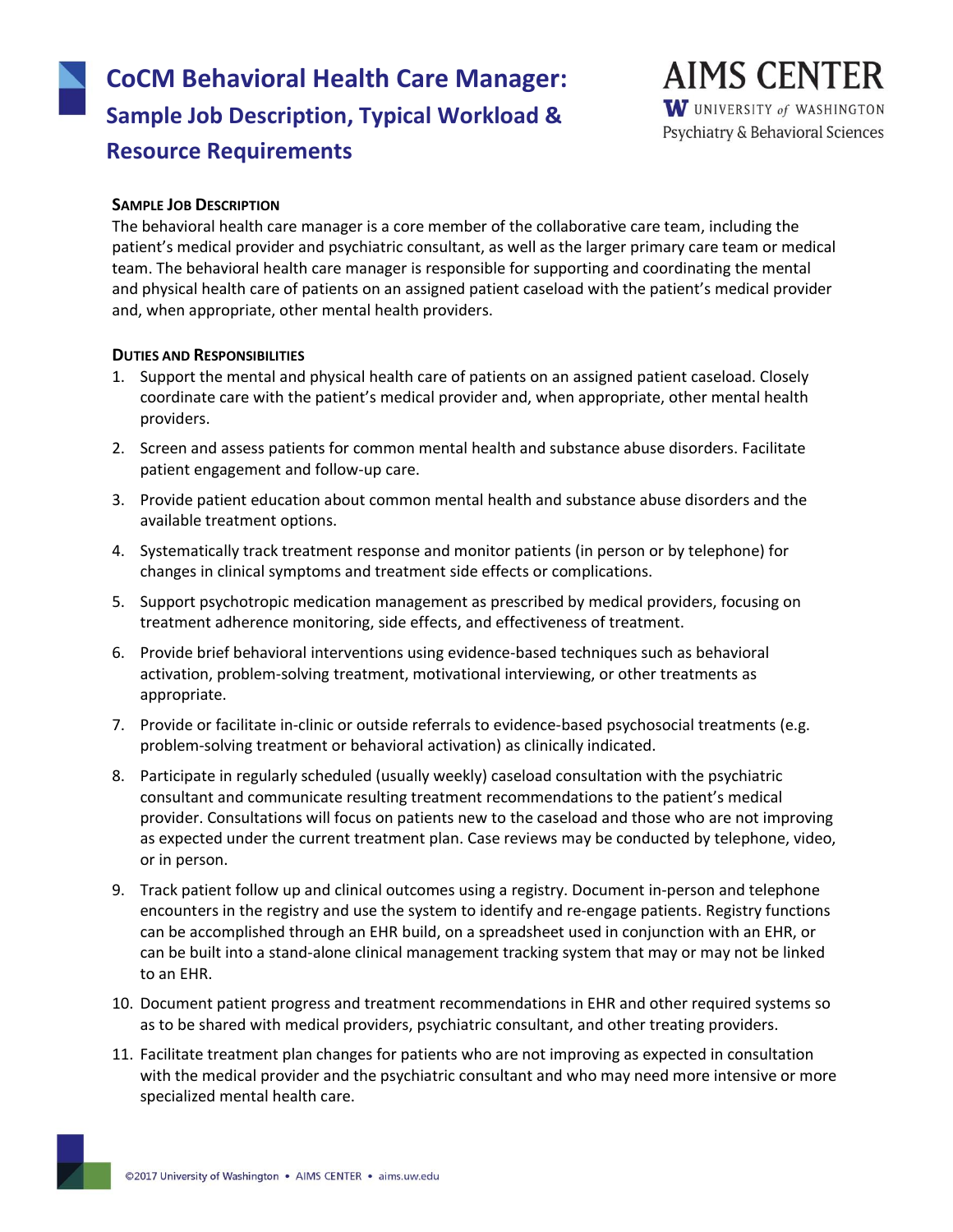# CoCM Behavioral Health Care Manager: Sample Job Description, Typical Workload & Resource Requirements

AIMS CENTER
UNIVERSITY *of* WASHINGTON
Psychiatry & Behavioral Sciences

## Sample Job Description

The behavioral health care manager is a core member of the collaborative care team, including the patient's medical provider and psychiatric consultant, as well as the larger primary care team or medical team. The behavioral health care manager is responsible for supporting and coordinating the mental and physical health care of patients on an assigned patient caseload with the patient's medical provider and, when appropriate, other mental health providers.

## Duties and Responsibilities

1. Support the mental and physical health care of patients on an assigned patient caseload. Closely coordinate care with the patient's medical provider and, when appropriate, other mental health providers.
2. Screen and assess patients for common mental health and substance abuse disorders. Facilitate patient engagement and follow-up care.
3. Provide patient education about common mental health and substance abuse disorders and the available treatment options.
4. Systematically track treatment response and monitor patients (in person or by telephone) for changes in clinical symptoms and treatment side effects or complications.
5. Support psychotropic medication management as prescribed by medical providers, focusing on treatment adherence monitoring, side effects, and effectiveness of treatment.
6. Provide brief behavioral interventions using evidence-based techniques such as behavioral activation, problem-solving treatment, motivational interviewing, or other treatments as appropriate.
7. Provide or facilitate in-clinic or outside referrals to evidence-based psychosocial treatments (e.g. problem-solving treatment or behavioral activation) as clinically indicated.
8. Participate in regularly scheduled (usually weekly) caseload consultation with the psychiatric consultant and communicate resulting treatment recommendations to the patient's medical provider. Consultations will focus on patients new to the caseload and those who are not improving as expected under the current treatment plan. Case reviews may be conducted by telephone, video, or in person.
9. Track patient follow up and clinical outcomes using a registry. Document in-person and telephone encounters in the registry and use the system to identify and re-engage patients. Registry functions can be accomplished through an EHR build, on a spreadsheet used in conjunction with an EHR, or can be built into a stand-alone clinical management tracking system that may or may not be linked to an EHR.
10. Document patient progress and treatment recommendations in EHR and other required systems so as to be shared with medical providers, psychiatric consultant, and other treating providers.
11. Facilitate treatment plan changes for patients who are not improving as expected in consultation with the medical provider and the psychiatric consultant and who may need more intensive or more specialized mental health care.

©2017 University of Washington • AIMS CENTER • aims.uw.edu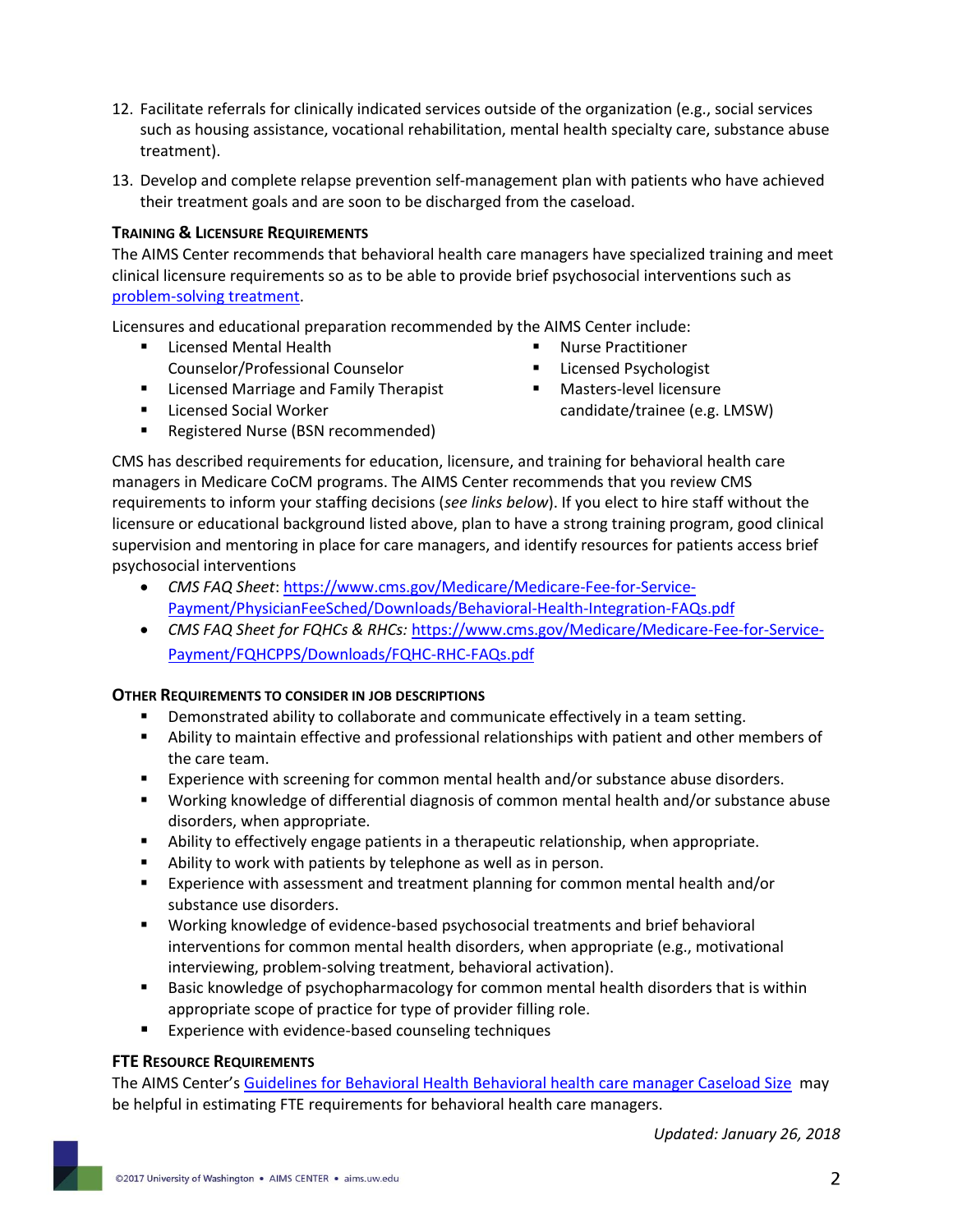12. Facilitate referrals for clinically indicated services outside of the organization (e.g., social services such as housing assistance, vocational rehabilitation, mental health specialty care, substance abuse treatment).

13. Develop and complete relapse prevention self-management plan with patients who have achieved their treatment goals and are soon to be discharged from the caseload.

### Training & Licensure Requirements

The AIMS Center recommends that behavioral health care managers have specialized training and meet clinical licensure requirements so as to be able to provide brief psychosocial interventions such as [problem-solving treatment](#).

Licensures and educational preparation recommended by the AIMS Center include:

- Licensed Mental Health Counselor/Professional Counselor
- Licensed Marriage and Family Therapist
- Licensed Social Worker
- Registered Nurse (BSN recommended)
- Nurse Practitioner
- Licensed Psychologist
- Masters-level licensure candidate/trainee (e.g. LMSW)

CMS has described requirements for education, licensure, and training for behavioral health care managers in Medicare CoCM programs. The AIMS Center recommends that you review CMS requirements to inform your staffing decisions (*see links below*). If you elect to hire staff without the licensure or educational background listed above, plan to have a strong training program, good clinical supervision and mentoring in place for care managers, and identify resources for patients access brief psychosocial interventions

- *CMS FAQ Sheet*: https://www.cms.gov/Medicare/Medicare-Fee-for-Service-Payment/PhysicianFeeSched/Downloads/Behavioral-Health-Integration-FAQs.pdf
- *CMS FAQ Sheet for FQHCs & RHCs:* https://www.cms.gov/Medicare/Medicare-Fee-for-Service-Payment/FQHCPPS/Downloads/FQHC-RHC-FAQs.pdf

### Other Requirements to Consider in Job Descriptions

- Demonstrated ability to collaborate and communicate effectively in a team setting.
- Ability to maintain effective and professional relationships with patient and other members of the care team.
- Experience with screening for common mental health and/or substance abuse disorders.
- Working knowledge of differential diagnosis of common mental health and/or substance abuse disorders, when appropriate.
- Ability to effectively engage patients in a therapeutic relationship, when appropriate.
- Ability to work with patients by telephone as well as in person.
- Experience with assessment and treatment planning for common mental health and/or substance use disorders.
- Working knowledge of evidence-based psychosocial treatments and brief behavioral interventions for common mental health disorders, when appropriate (e.g., motivational interviewing, problem-solving treatment, behavioral activation).
- Basic knowledge of psychopharmacology for common mental health disorders that is within appropriate scope of practice for type of provider filling role.
- Experience with evidence-based counseling techniques

### FTE Resource Requirements

The AIMS Center's [Guidelines for Behavioral Health Behavioral health care manager Caseload Size](#) may be helpful in estimating FTE requirements for behavioral health care managers.

*Updated: January 26, 2018*